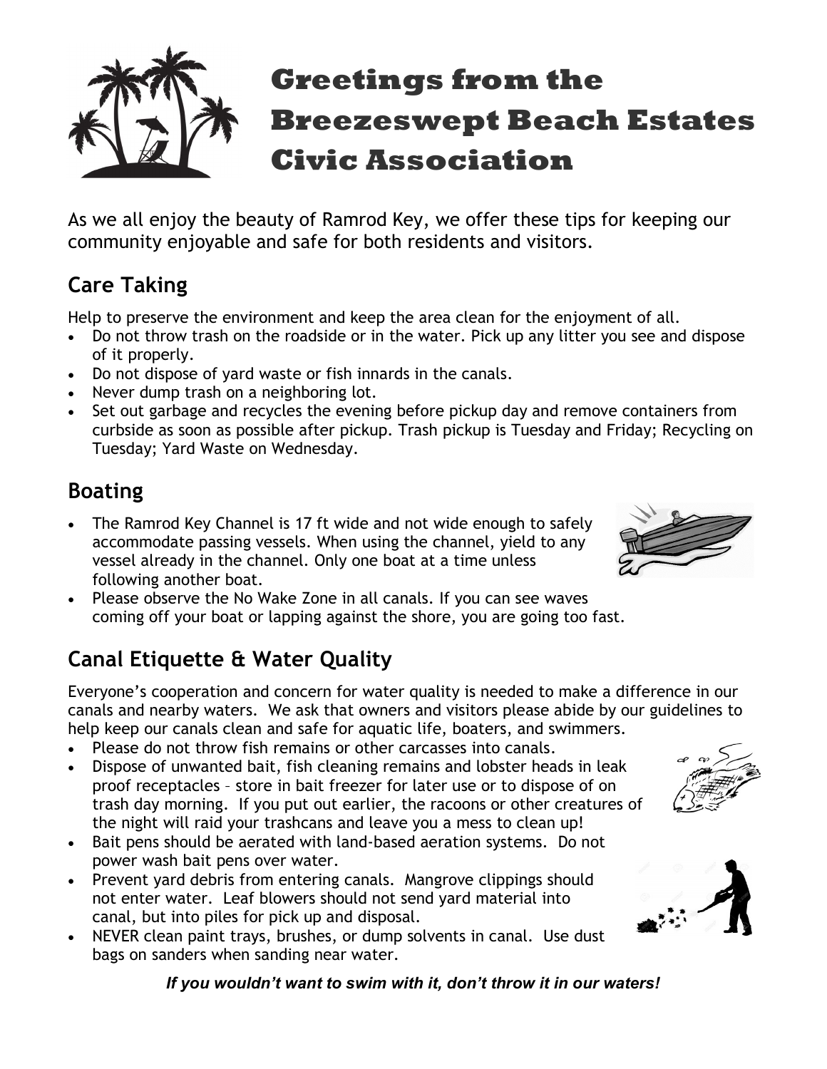# Greetings from the Breezeswept Beach Estates Civic Association

As we all enjoy the beauty of Ramrod Key, we offer these tips for keeping our community enjoyable and safe for both residents and visitors.

## Care Taking

Help to preserve the environment and keep the area clean for the enjoyment of all.

- Do not throw trash on the roadside or in the water. Pick up any litter you see and dispose of it properly.
- Do not dispose of yard waste or fish innards in the canals.
- Never dump trash on a neighboring lot.
- Set out garbage and recycles the evening before pickup day and remove containers from curbside as soon as possible after pickup. Trash pickup is Tuesday and Friday; Recycling on Tuesday; Yard Waste on Wednesday.

## Boating

- The Ramrod Key Channel is 17 ft wide and not wide enough to safely accommodate passing vessels. When using the channel, yield to any vessel already in the channel. Only one boat at a time unless following another boat.
- Please observe the No Wake Zone in all canals. If you can see waves coming off your boat or lapping against the shore, you are going too fast.

## Canal Etiquette & Water Quality

Everyone's cooperation and concern for water quality is needed to make a difference in our canals and nearby waters. We ask that owners and visitors please abide by our guidelines to help keep our canals clean and safe for aquatic life, boaters, and swimmers.

- Please do not throw fish remains or other carcasses into canals.
- Dispose of unwanted bait, fish cleaning remains and lobster heads in leak proof receptacles – store in bait freezer for later use or to dispose of on trash day morning. If you put out earlier, the racoons or other creatures of the night will raid your trashcans and leave you a mess to clean up!
- Bait pens should be aerated with land-based aeration systems. Do not power wash bait pens over water.
- Prevent yard debris from entering canals. Mangrove clippings should not enter water. Leaf blowers should not send yard material into canal, but into piles for pick up and disposal.
- NEVER clean paint trays, brushes, or dump solvents in canal. Use dust bags on sanders when sanding near water.

***If you wouldn't want to swim with it, don't throw it in our waters!***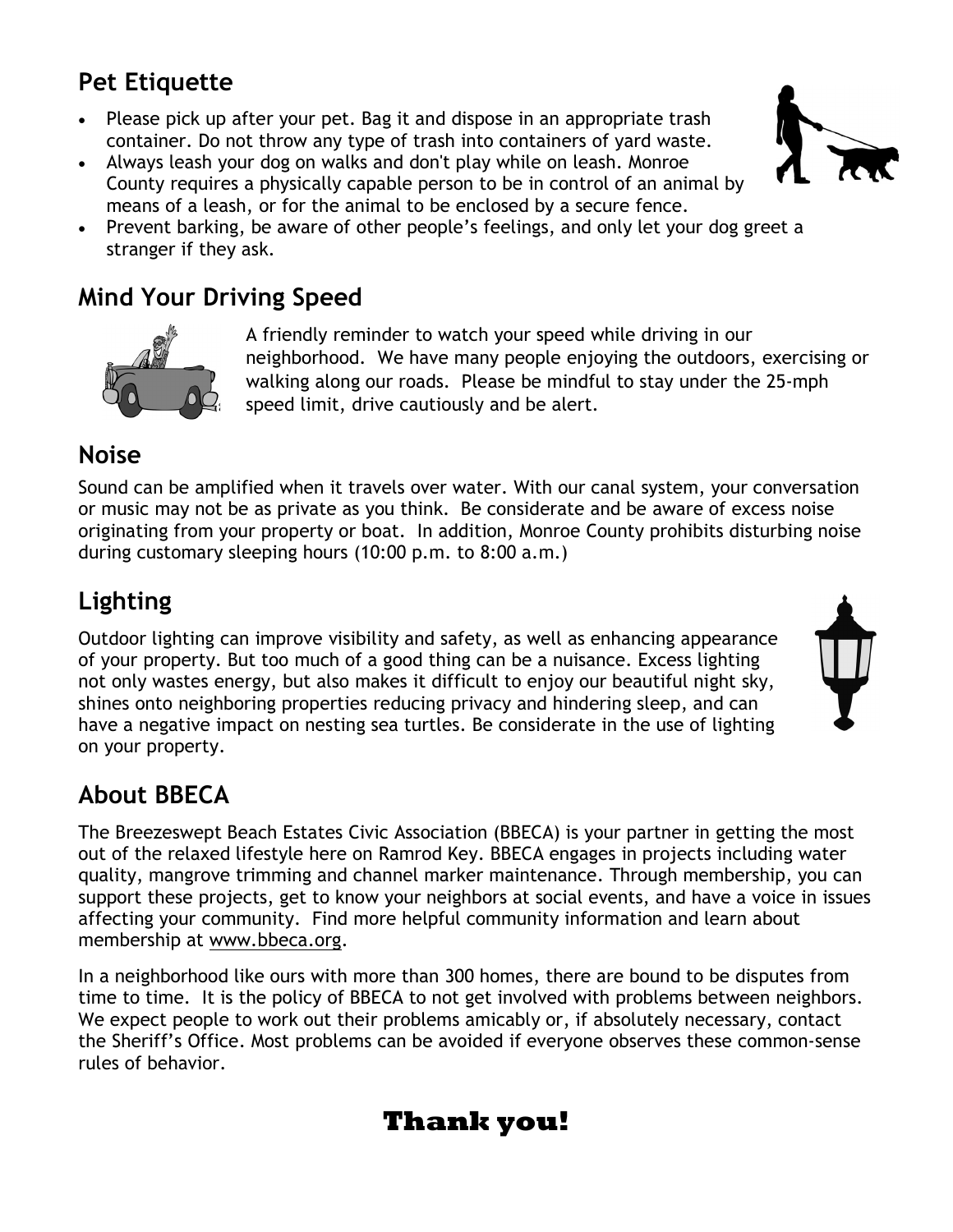## Pet Etiquette

- Please pick up after your pet. Bag it and dispose in an appropriate trash container. Do not throw any type of trash into containers of yard waste.
- Always leash your dog on walks and don't play while on leash. Monroe County requires a physically capable person to be in control of an animal by means of a leash, or for the animal to be enclosed by a secure fence.
- Prevent barking, be aware of other people's feelings, and only let your dog greet a stranger if they ask.

## Mind Your Driving Speed

A friendly reminder to watch your speed while driving in our neighborhood. We have many people enjoying the outdoors, exercising or walking along our roads. Please be mindful to stay under the 25-mph speed limit, drive cautiously and be alert.

## Noise

Sound can be amplified when it travels over water. With our canal system, your conversation or music may not be as private as you think. Be considerate and be aware of excess noise originating from your property or boat. In addition, Monroe County prohibits disturbing noise during customary sleeping hours (10:00 p.m. to 8:00 a.m.)

## Lighting

Outdoor lighting can improve visibility and safety, as well as enhancing appearance of your property. But too much of a good thing can be a nuisance. Excess lighting not only wastes energy, but also makes it difficult to enjoy our beautiful night sky, shines onto neighboring properties reducing privacy and hindering sleep, and can have a negative impact on nesting sea turtles. Be considerate in the use of lighting on your property.

## About BBECA

The Breezeswept Beach Estates Civic Association (BBECA) is your partner in getting the most out of the relaxed lifestyle here on Ramrod Key. BBECA engages in projects including water quality, mangrove trimming and channel marker maintenance. Through membership, you can support these projects, get to know your neighbors at social events, and have a voice in issues affecting your community. Find more helpful community information and learn about membership at www.bbeca.org.

In a neighborhood like ours with more than 300 homes, there are bound to be disputes from time to time. It is the policy of BBECA to not get involved with problems between neighbors. We expect people to work out their problems amicably or, if absolutely necessary, contact the Sheriff's Office. Most problems can be avoided if everyone observes these common-sense rules of behavior.

**Thank you!**